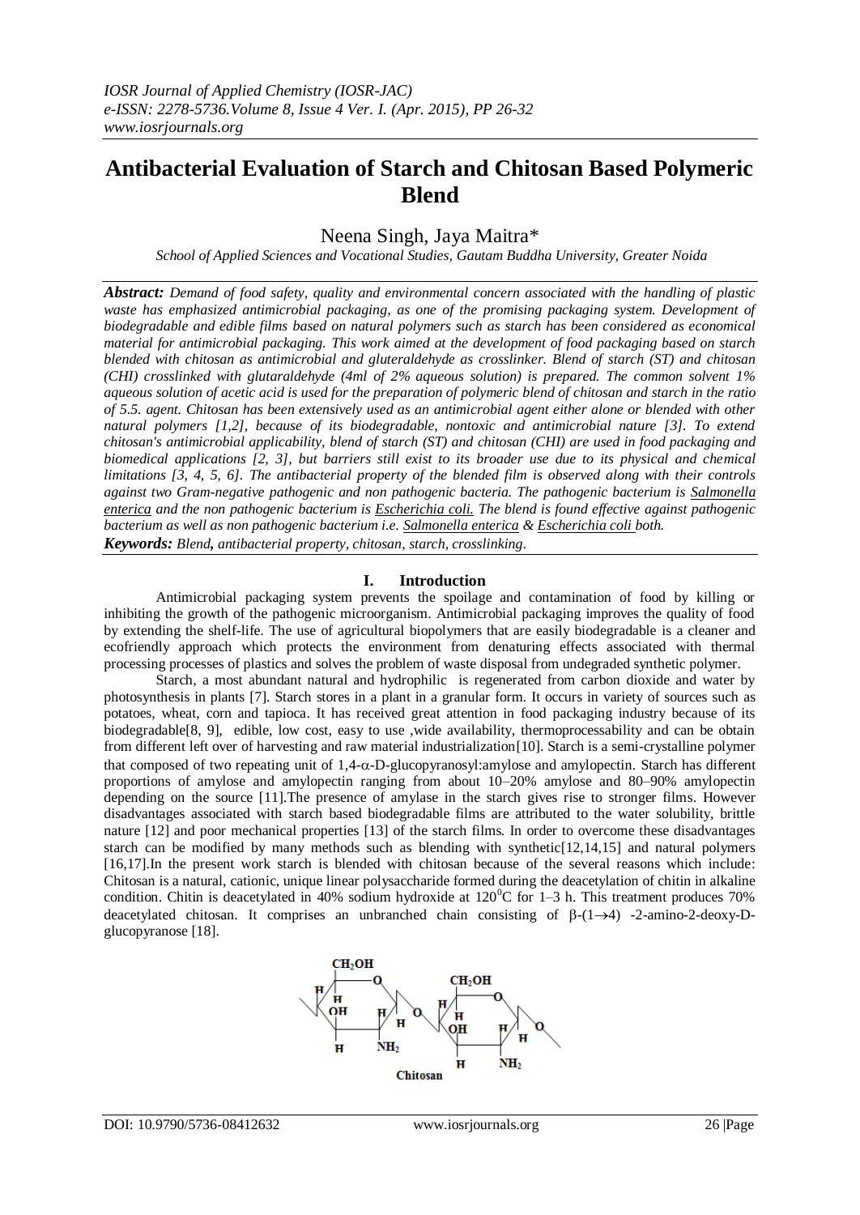// Antibacterial Evaluation of Starch and Chitosan Based Polymeric Blend

# Antibacterial Evaluation of Starch and Chitosan Based Polymeric Blend

Neena Singh, Jaya Maitra*

*School of Applied Sciences and Vocational Studies, Gautam Buddha University, Greater Noida*

***Abstract:*** *Demand of food safety, quality and environmental concern associated with the handling of plastic waste has emphasized antimicrobial packaging, as one of the promising packaging system. Development of biodegradable and edible films based on natural polymers such as starch has been considered as economical material for antimicrobial packaging. This work aimed at the development of food packaging based on starch blended with chitosan as antimicrobial and gluteraldehyde as crosslinker. Blend of starch (ST) and chitosan (CHI) crosslinked with glutaraldehyde (4ml of 2% aqueous solution) is prepared. The common solvent 1% aqueous solution of acetic acid is used for the preparation of polymeric blend of chitosan and starch in the ratio of 5.5. agent. Chitosan has been extensively used as an antimicrobial agent either alone or blended with other natural polymers [1,2], because of its biodegradable, nontoxic and antimicrobial nature [3]. To extend chitosan's antimicrobial applicability, blend of starch (ST) and chitosan (CHI) are used in food packaging and biomedical applications [2, 3], but barriers still exist to its broader use due to its physical and chemical limitations [3, 4, 5, 6]. The antibacterial property of the blended film is observed along with their controls against two Gram-negative pathogenic and non pathogenic bacteria. The pathogenic bacterium is Salmonella enterica and the non pathogenic bacterium is Escherichia coli. The blend is found effective against pathogenic bacterium as well as non pathogenic bacterium i.e. Salmonella enterica & Escherichia coli both.*

***Keywords:*** *Blend, antibacterial property, chitosan, starch, crosslinking.*

## I. Introduction

Antimicrobial packaging system prevents the spoilage and contamination of food by killing or inhibiting the growth of the pathogenic microorganism. Antimicrobial packaging improves the quality of food by extending the shelf-life. The use of agricultural biopolymers that are easily biodegradable is a cleaner and ecofriendly approach which protects the environment from denaturing effects associated with thermal processing processes of plastics and solves the problem of waste disposal from undegraded synthetic polymer.

Starch, a most abundant natural and hydrophilic is regenerated from carbon dioxide and water by photosynthesis in plants [7]. Starch stores in a plant in a granular form. It occurs in variety of sources such as potatoes, wheat, corn and tapioca. It has received great attention in food packaging industry because of its biodegradable[8, 9], edible, low cost, easy to use ,wide availability, thermoprocessability and can be obtain from different left over of harvesting and raw material industrialization[10]. Starch is a semi-crystalline polymer that composed of two repeating unit of 1,4-$\alpha$-D-glucopyranosyl:amylose and amylopectin. Starch has different proportions of amylose and amylopectin ranging from about 10–20% amylose and 80–90% amylopectin depending on the source [11].The presence of amylase in the starch gives rise to stronger films. However disadvantages associated with starch based biodegradable films are attributed to the water solubility, brittle nature [12] and poor mechanical properties [13] of the starch films. In order to overcome these disadvantages starch can be modified by many methods such as blending with synthetic[12,14,15] and natural polymers [16,17].In the present work starch is blended with chitosan because of the several reasons which include: Chitosan is a natural, cationic, unique linear polysaccharide formed during the deacetylation of chitin in alkaline condition. Chitin is deacetylated in 40% sodium hydroxide at $120^0$C for 1–3 h. This treatment produces 70% deacetylated chitosan. It comprises an unbranched chain consisting of $\beta$-(1$\rightarrow$4) -2-amino-2-deoxy-D-glucopyranose [18].

Chitosan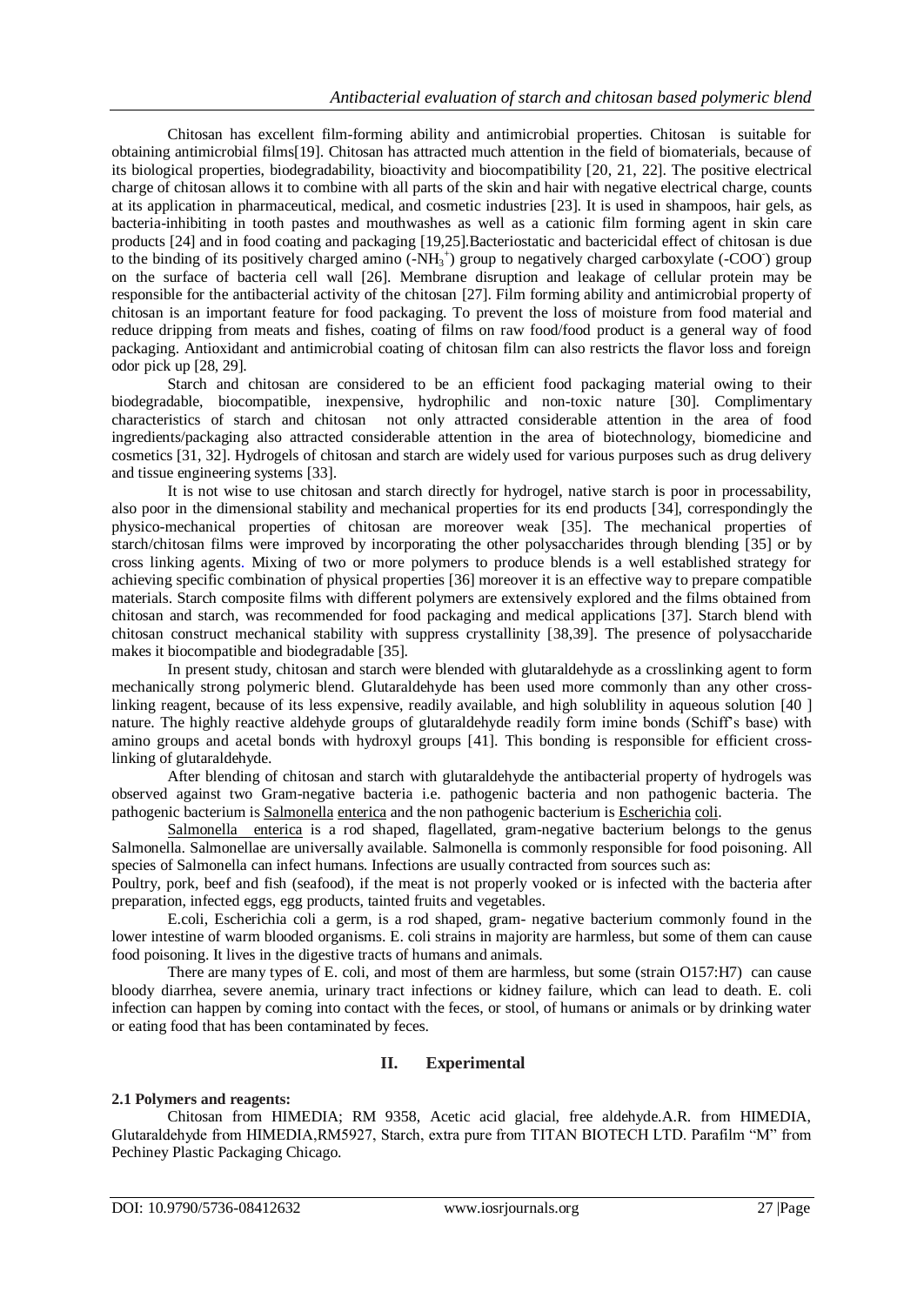Chitosan has excellent film-forming ability and antimicrobial properties. Chitosan is suitable for obtaining antimicrobial films[19]. Chitosan has attracted much attention in the field of biomaterials, because of its biological properties, biodegradability, bioactivity and biocompatibility [20, 21, 22]. The positive electrical charge of chitosan allows it to combine with all parts of the skin and hair with negative electrical charge, counts at its application in pharmaceutical, medical, and cosmetic industries [23]. It is used in shampoos, hair gels, as bacteria-inhibiting in tooth pastes and mouthwashes as well as a cationic film forming agent in skin care products [24] and in food coating and packaging [19,25].Bacteriostatic and bactericidal effect of chitosan is due to the binding of its positively charged amino ($-NH_3^+$) group to negatively charged carboxylate ($-COO^-$) group on the surface of bacteria cell wall [26]. Membrane disruption and leakage of cellular protein may be responsible for the antibacterial activity of the chitosan [27]. Film forming ability and antimicrobial property of chitosan is an important feature for food packaging. To prevent the loss of moisture from food material and reduce dripping from meats and fishes, coating of films on raw food/food product is a general way of food packaging. Antioxidant and antimicrobial coating of chitosan film can also restricts the flavor loss and foreign odor pick up [28, 29].

Starch and chitosan are considered to be an efficient food packaging material owing to their biodegradable, biocompatible, inexpensive, hydrophilic and non-toxic nature [30]. Complimentary characteristics of starch and chitosan not only attracted considerable attention in the area of food ingredients/packaging also attracted considerable attention in the area of biotechnology, biomedicine and cosmetics [31, 32]. Hydrogels of chitosan and starch are widely used for various purposes such as drug delivery and tissue engineering systems [33].

It is not wise to use chitosan and starch directly for hydrogel, native starch is poor in processability, also poor in the dimensional stability and mechanical properties for its end products [34], correspondingly the physico-mechanical properties of chitosan are moreover weak [35]. The mechanical properties of starch/chitosan films were improved by incorporating the other polysaccharides through blending [35] or by cross linking agents. Mixing of two or more polymers to produce blends is a well established strategy for achieving specific combination of physical properties [36] moreover it is an effective way to prepare compatible materials. Starch composite films with different polymers are extensively explored and the films obtained from chitosan and starch, was recommended for food packaging and medical applications [37]. Starch blend with chitosan construct mechanical stability with suppress crystallinity [38,39]. The presence of polysaccharide makes it biocompatible and biodegradable [35].

In present study, chitosan and starch were blended with glutaraldehyde as a crosslinking agent to form mechanically strong polymeric blend. Glutaraldehyde has been used more commonly than any other cross-linking reagent, because of its less expensive, readily available, and high solublility in aqueous solution [40 ] nature. The highly reactive aldehyde groups of glutaraldehyde readily form imine bonds (Schiff's base) with amino groups and acetal bonds with hydroxyl groups [41]. This bonding is responsible for efficient cross-linking of glutaraldehyde.

After blending of chitosan and starch with glutaraldehyde the antibacterial property of hydrogels was observed against two Gram-negative bacteria i.e. pathogenic bacteria and non pathogenic bacteria. The pathogenic bacterium is Salmonella enterica and the non pathogenic bacterium is Escherichia coli.

Salmonella enterica is a rod shaped, flagellated, gram-negative bacterium belongs to the genus Salmonella. Salmonellae are universally available. Salmonella is commonly responsible for food poisoning. All species of Salmonella can infect humans. Infections are usually contracted from sources such as:

Poultry, pork, beef and fish (seafood), if the meat is not properly vooked or is infected with the bacteria after preparation, infected eggs, egg products, tainted fruits and vegetables.

E.coli, Escherichia coli a germ, is a rod shaped, gram- negative bacterium commonly found in the lower intestine of warm blooded organisms. E. coli strains in majority are harmless, but some of them can cause food poisoning. It lives in the digestive tracts of humans and animals.

There are many types of E. coli, and most of them are harmless, but some (strain O157:H7) can cause bloody diarrhea, severe anemia, urinary tract infections or kidney failure, which can lead to death. E. coli infection can happen by coming into contact with the feces, or stool, of humans or animals or by drinking water or eating food that has been contaminated by feces.

## II. Experimental

### 2.1 Polymers and reagents:

Chitosan from HIMEDIA; RM 9358, Acetic acid glacial, free aldehyde.A.R. from HIMEDIA, Glutaraldehyde from HIMEDIA,RM5927, Starch, extra pure from TITAN BIOTECH LTD. Parafilm "M" from Pechiney Plastic Packaging Chicago.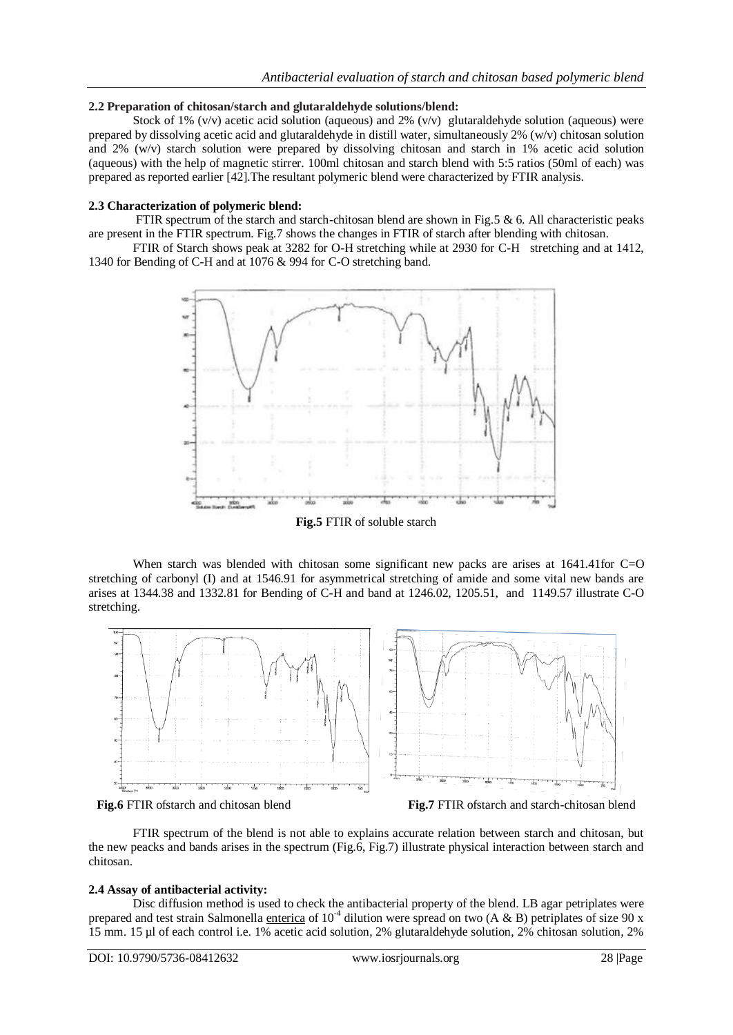### 2.2 Preparation of chitosan/starch and glutaraldehyde solutions/blend:

Stock of 1% (v/v) acetic acid solution (aqueous) and 2% (v/v) glutaraldehyde solution (aqueous) were prepared by dissolving acetic acid and glutaraldehyde in distill water, simultaneously 2% (w/v) chitosan solution and 2% (w/v) starch solution were prepared by dissolving chitosan and starch in 1% acetic acid solution (aqueous) with the help of magnetic stirrer. 100ml chitosan and starch blend with 5:5 ratios (50ml of each) was prepared as reported earlier [42].The resultant polymeric blend were characterized by FTIR analysis.

### 2.3 Characterization of polymeric blend:

FTIR spectrum of the starch and starch-chitosan blend are shown in Fig.5 & 6. All characteristic peaks are present in the FTIR spectrum. Fig.7 shows the changes in FTIR of starch after blending with chitosan.

FTIR of Starch shows peak at 3282 for O-H stretching while at 2930 for C-H stretching and at 1412, 1340 for Bending of C-H and at 1076 & 994 for C-O stretching band.

**Fig.5** FTIR of soluble starch

When starch was blended with chitosan some significant new packs are arises at 1641.41for C=O stretching of carbonyl (I) and at 1546.91 for asymmetrical stretching of amide and some vital new bands are arises at 1344.38 and 1332.81 for Bending of C-H and band at 1246.02, 1205.51, and 1149.57 illustrate C-O stretching.

**Fig.6** FTIR ofstarch and chitosan blend

**Fig.7** FTIR ofstarch and starch-chitosan blend

FTIR spectrum of the blend is not able to explains accurate relation between starch and chitosan, but the new peacks and bands arises in the spectrum (Fig.6, Fig.7) illustrate physical interaction between starch and chitosan.

### 2.4 Assay of antibacterial activity:

Disc diffusion method is used to check the antibacterial property of the blend. LB agar petriplates were prepared and test strain Salmonella enterica of $10^{-4}$ dilution were spread on two (A & B) petriplates of size 90 x 15 mm. 15 µl of each control i.e. 1% acetic acid solution, 2% glutaraldehyde solution, 2% chitosan solution, 2%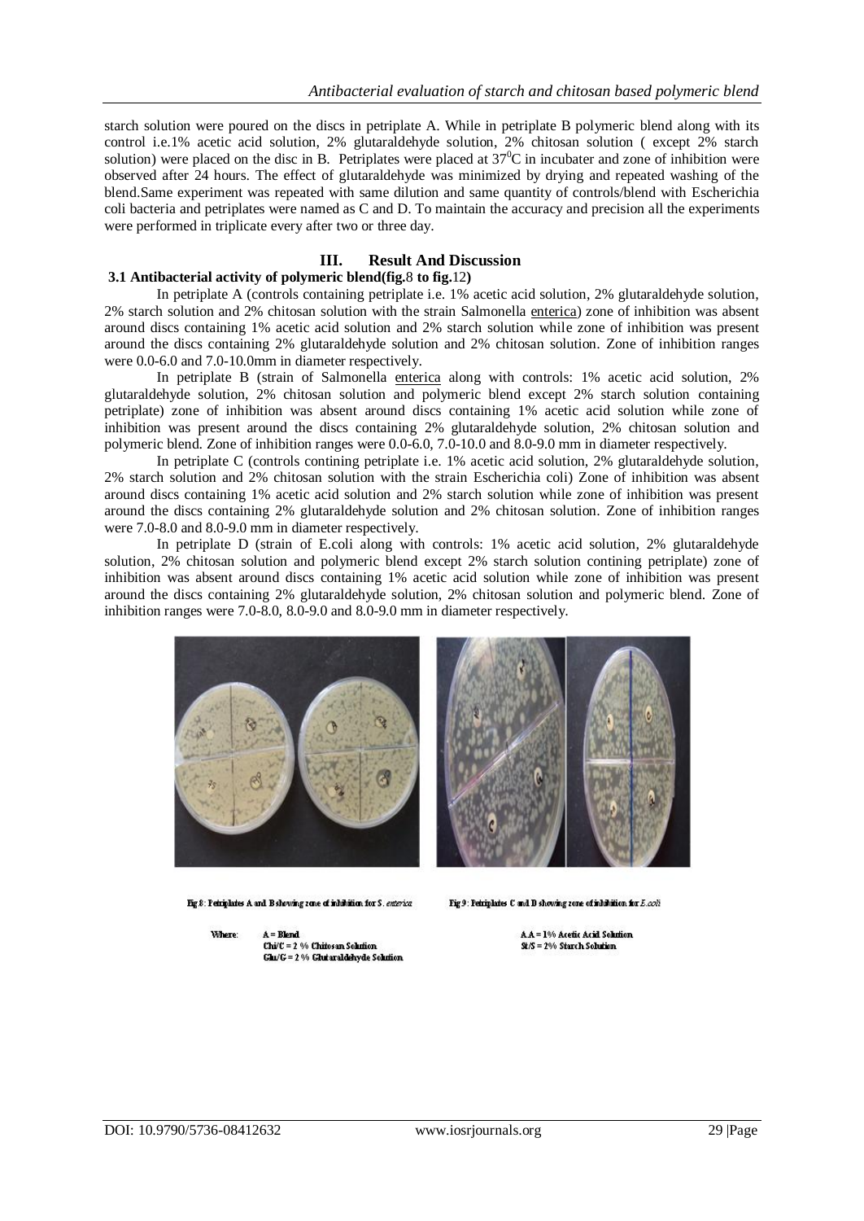starch solution were poured on the discs in petriplate A. While in petriplate B polymeric blend along with its control i.e.1% acetic acid solution, 2% glutaraldehyde solution, 2% chitosan solution ( except 2% starch solution) were placed on the disc in B. Petriplates were placed at $37^0$C in incubater and zone of inhibition were observed after 24 hours. The effect of glutaraldehyde was minimized by drying and repeated washing of the blend.Same experiment was repeated with same dilution and same quantity of controls/blend with Escherichia coli bacteria and petriplates were named as C and D. To maintain the accuracy and precision all the experiments were performed in triplicate every after two or three day.

## III. Result And Discussion

### 3.1 Antibacterial activity of polymeric blend(fig.8 to fig.12)

In petriplate A (controls containing petriplate i.e. 1% acetic acid solution, 2% glutaraldehyde solution, 2% starch solution and 2% chitosan solution with the strain Salmonella enterica) zone of inhibition was absent around discs containing 1% acetic acid solution and 2% starch solution while zone of inhibition was present around the discs containing 2% glutaraldehyde solution and 2% chitosan solution. Zone of inhibition ranges were 0.0-6.0 and 7.0-10.0mm in diameter respectively.

In petriplate B (strain of Salmonella enterica along with controls: 1% acetic acid solution, 2% glutaraldehyde solution, 2% chitosan solution and polymeric blend except 2% starch solution containing petriplate) zone of inhibition was absent around discs containing 1% acetic acid solution while zone of inhibition was present around the discs containing 2% glutaraldehyde solution, 2% chitosan solution and polymeric blend. Zone of inhibition ranges were 0.0-6.0, 7.0-10.0 and 8.0-9.0 mm in diameter respectively.

In petriplate C (controls contining petriplate i.e. 1% acetic acid solution, 2% glutaraldehyde solution, 2% starch solution and 2% chitosan solution with the strain Escherichia coli) Zone of inhibition was absent around discs containing 1% acetic acid solution and 2% starch solution while zone of inhibition was present around the discs containing 2% glutaraldehyde solution and 2% chitosan solution. Zone of inhibition ranges were 7.0-8.0 and 8.0-9.0 mm in diameter respectively.

In petriplate D (strain of E.coli along with controls: 1% acetic acid solution, 2% glutaraldehyde solution, 2% chitosan solution and polymeric blend except 2% starch solution contining petriplate) zone of inhibition was absent around discs containing 1% acetic acid solution while zone of inhibition was present around the discs containing 2% glutaraldehyde solution, 2% chitosan solution and polymeric blend. Zone of inhibition ranges were 7.0-8.0, 8.0-9.0 and 8.0-9.0 mm in diameter respectively.

Fig 8: Petriplates A and B showing zone of inhibition for *S. enterica*

Fig 9: Petriplates C and D showing zone of inhibition for *E.coli*

Where: A = Blend
Chi/C = 2 % Chitosan Solution
Glu/G = 2 % Glutaraldehyde Solution
A.A = 1% Acetic Acid Solution
St/S = 2% Starch Solution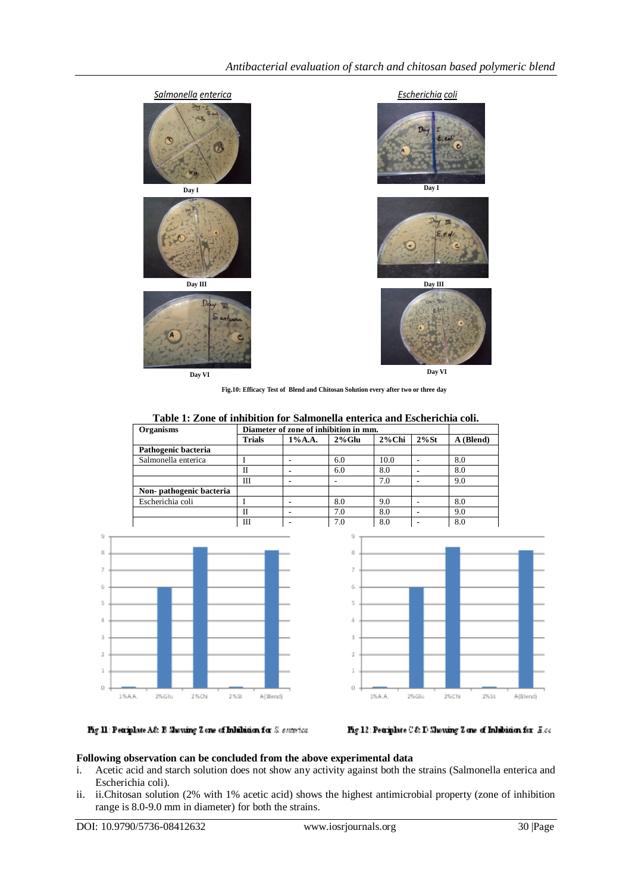Fig.10: Efficacy Test of Blend and Chitosan Solution every after two or three day

**Table 1: Zone of inhibition for Salmonella enterica and Escherichia coli.**

| Organisms | Diameter of zone of inhibition in mm. | | | | | |
|---|---|---|---|---|---|---|
| | Trials | 1%A.A. | 2%Glu | 2%Chi | 2%St | A (Blend) |
| **Pathogenic bacteria** | | | | | | |
| Salmonella enterica | I | - | 6.0 | 10.0 | - | 8.0 |
| | II | - | 6.0 | 8.0 | - | 8.0 |
| | III | - | - | 7.0 | - | 9.0 |
| **Non- pathogenic bacteria** | | | | | | |
| Escherichia coli | I | - | 8.0 | 9.0 | - | 8.0 |
| | II | - | 7.0 | 8.0 | - | 9.0 |
| | III | - | 7.0 | 8.0 | - | 8.0 |

Fig 11: Petriplate A& B Showing Zone of Inhibition for *S. enterica*

Fig 12: Petriplate C & D Showing Zone of Inhibition for *E.co*

**Following observation can be concluded from the above experimental data**

i. Acetic acid and starch solution does not show any activity against both the strains (Salmonella enterica and Escherichia coli).

ii. ii.Chitosan solution (2% with 1% acetic acid) shows the highest antimicrobial property (zone of inhibition range is 8.0-9.0 mm in diameter) for both the strains.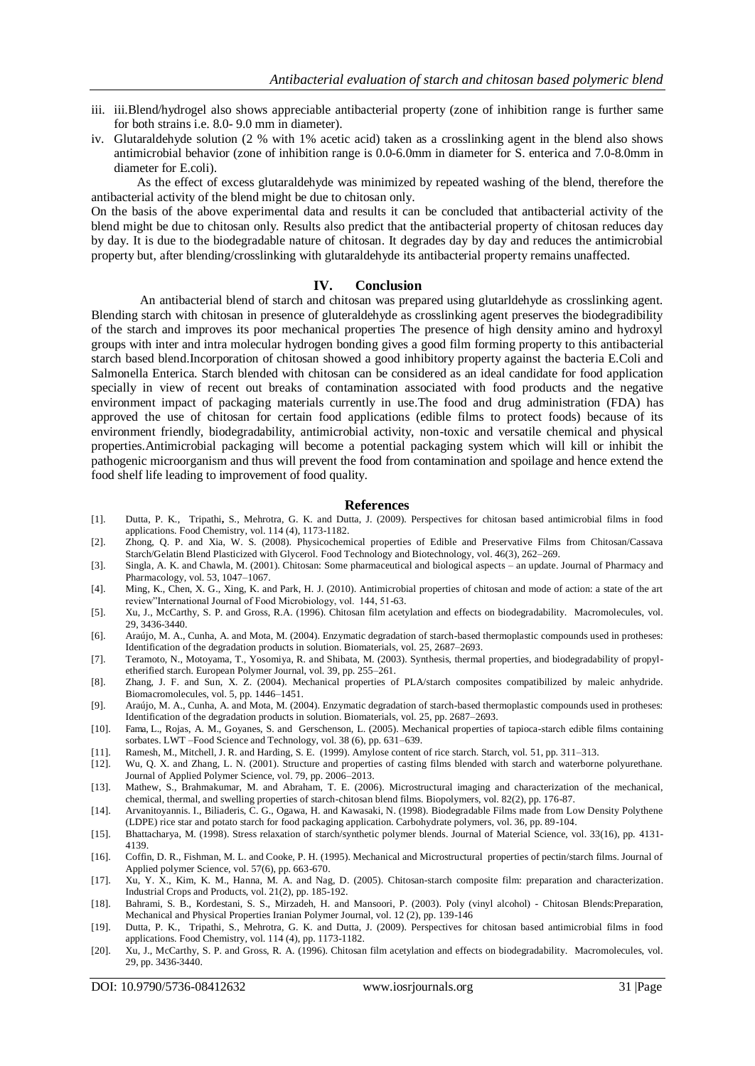iii. iii.Blend/hydrogel also shows appreciable antibacterial property (zone of inhibition range is further same for both strains i.e. 8.0- 9.0 mm in diameter).

iv. Glutaraldehyde solution (2 % with 1% acetic acid) taken as a crosslinking agent in the blend also shows antimicrobial behavior (zone of inhibition range is 0.0-6.0mm in diameter for S. enterica and 7.0-8.0mm in diameter for E.coli).

As the effect of excess glutaraldehyde was minimized by repeated washing of the blend, therefore the antibacterial activity of the blend might be due to chitosan only.

On the basis of the above experimental data and results it can be concluded that antibacterial activity of the blend might be due to chitosan only. Results also predict that the antibacterial property of chitosan reduces day by day. It is due to the biodegradable nature of chitosan. It degrades day by day and reduces the antimicrobial property but, after blending/crosslinking with glutaraldehyde its antibacterial property remains unaffected.

## IV. Conclusion

An antibacterial blend of starch and chitosan was prepared using glutarldehyde as crosslinking agent. Blending starch with chitosan in presence of gluteraldehyde as crosslinking agent preserves the biodegradibility of the starch and improves its poor mechanical properties The presence of high density amino and hydroxyl groups with inter and intra molecular hydrogen bonding gives a good film forming property to this antibacterial starch based blend.Incorporation of chitosan showed a good inhibitory property against the bacteria E.Coli and Salmonella Enterica. Starch blended with chitosan can be considered as an ideal candidate for food application specially in view of recent out breaks of contamination associated with food products and the negative environment impact of packaging materials currently in use.The food and drug administration (FDA) has approved the use of chitosan for certain food applications (edible films to protect foods) because of its environment friendly, biodegradability, antimicrobial activity, non-toxic and versatile chemical and physical properties.Antimicrobial packaging will become a potential packaging system which will kill or inhibit the pathogenic microorganism and thus will prevent the food from contamination and spoilage and hence extend the food shelf life leading to improvement of food quality.

## References

[1]. Dutta, P. K., Tripathi, S., Mehrotra, G. K. and Dutta, J. (2009). Perspectives for chitosan based antimicrobial films in food applications. Food Chemistry, vol. 114 (4), 1173-1182.

[2]. Zhong, Q. P. and Xia, W. S. (2008). Physicochemical properties of Edible and Preservative Films from Chitosan/Cassava Starch/Gelatin Blend Plasticized with Glycerol. Food Technology and Biotechnology, vol. 46(3), 262–269.

[3]. Singla, A. K. and Chawla, M. (2001). Chitosan: Some pharmaceutical and biological aspects – an update. Journal of Pharmacy and Pharmacology, vol. 53, 1047–1067.

[4]. Ming, K., Chen, X. G., Xing, K. and Park, H. J. (2010). Antimicrobial properties of chitosan and mode of action: a state of the art review"International Journal of Food Microbiology, vol. 144, 51-63.

[5]. Xu, J., McCarthy, S. P. and Gross, R.A. (1996). Chitosan film acetylation and effects on biodegradability. Macromolecules, vol. 29, 3436-3440.

[6]. Araújo, M. A., Cunha, A. and Mota, M. (2004). Enzymatic degradation of starch-based thermoplastic compounds used in protheses: Identification of the degradation products in solution. Biomaterials, vol. 25, 2687–2693.

[7]. Teramoto, N., Motoyama, T., Yosomiya, R. and Shibata, M. (2003). Synthesis, thermal properties, and biodegradability of propyl-etherified starch. European Polymer Journal, vol. 39, pp. 255–261.

[8]. Zhang, J. F. and Sun, X. Z. (2004). Mechanical properties of PLA/starch composites compatibilized by maleic anhydride. Biomacromolecules, vol. 5, pp. 1446–1451.

[9]. Araújo, M. A., Cunha, A. and Mota, M. (2004). Enzymatic degradation of starch-based thermoplastic compounds used in protheses: Identification of the degradation products in solution. Biomaterials, vol. 25, pp. 2687–2693.

[10]. Fama, L., Rojas, A. M., Goyanes, S. and Gerschenson, L. (2005). Mechanical properties of tapioca-starch edible films containing sorbates. LWT –Food Science and Technology, vol. 38 (6), pp. 631–639.

[11]. Ramesh, M., Mitchell, J. R. and Harding, S. E. (1999). Amylose content of rice starch. Starch, vol. 51, pp. 311–313.

[12]. Wu, Q. X. and Zhang, L. N. (2001). Structure and properties of casting films blended with starch and waterborne polyurethane. Journal of Applied Polymer Science, vol. 79, pp. 2006–2013.

[13]. Mathew, S., Brahmakumar, M. and Abraham, T. E. (2006). Microstructural imaging and characterization of the mechanical, chemical, thermal, and swelling properties of starch-chitosan blend films. Biopolymers, vol. 82(2), pp. 176-87.

[14]. Arvanitoyannis. I., Biliaderis, C. G., Ogawa, H. and Kawasaki, N. (1998). Biodegradable Films made from Low Density Polythene (LDPE) rice star and potato starch for food packaging application. Carbohydrate polymers, vol. 36, pp. 89-104.

[15]. Bhattacharya, M. (1998). Stress relaxation of starch/synthetic polymer blends. Journal of Material Science, vol. 33(16), pp. 4131-4139.

[16]. Coffin, D. R., Fishman, M. L. and Cooke, P. H. (1995). Mechanical and Microstructural properties of pectin/starch films. Journal of Applied polymer Science, vol. 57(6), pp. 663-670.

[17]. Xu, Y. X., Kim, K. M., Hanna, M. A. and Nag, D. (2005). Chitosan-starch composite film: preparation and characterization. Industrial Crops and Products, vol. 21(2), pp. 185-192.

[18]. Bahrami, S. B., Kordestani, S. S., Mirzadeh, H. and Mansoori, P. (2003). Poly (vinyl alcohol) - Chitosan Blends:Preparation, Mechanical and Physical Properties Iranian Polymer Journal, vol. 12 (2), pp. 139-146

[19]. Dutta, P. K., Tripathi, S., Mehrotra, G. K. and Dutta, J. (2009). Perspectives for chitosan based antimicrobial films in food applications. Food Chemistry, vol. 114 (4), pp. 1173-1182.

[20]. Xu, J., McCarthy, S. P. and Gross, R. A. (1996). Chitosan film acetylation and effects on biodegradability. Macromolecules, vol. 29, pp. 3436-3440.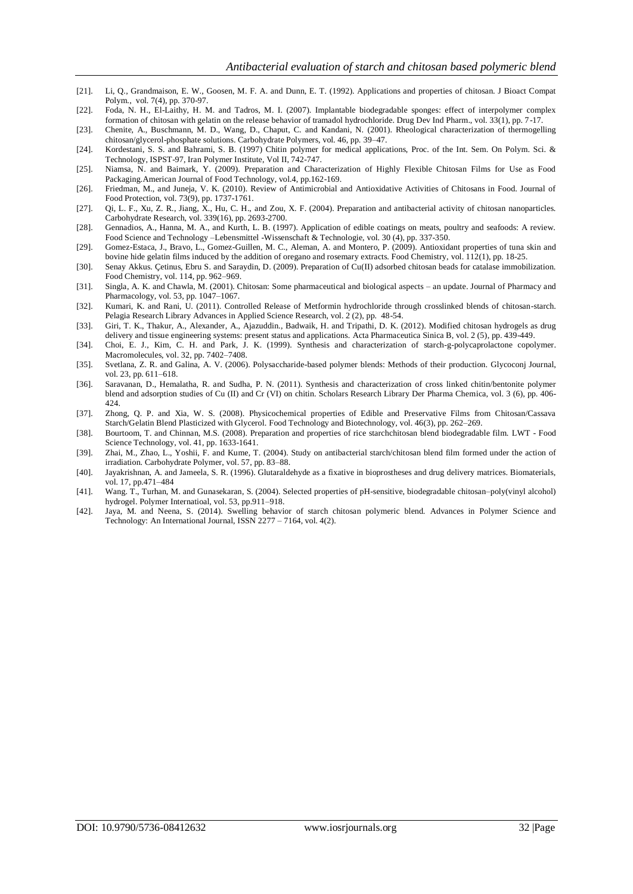[21]. Li, Q., Grandmaison, E. W., Goosen, M. F. A. and Dunn, E. T. (1992). Applications and properties of chitosan. J Bioact Compat Polym., vol. 7(4), pp. 370-97.

[22]. Foda, N. H., El-Laithy, H. M. and Tadros, M. I. (2007). Implantable biodegradable sponges: effect of interpolymer complex formation of chitosan with gelatin on the release behavior of tramadol hydrochloride. Drug Dev Ind Pharm., vol. 33(1), pp. 7-17.

[23]. Chenite, A., Buschmann, M. D., Wang, D., Chaput, C. and Kandani, N. (2001). Rheological characterization of thermogelling chitosan/glycerol-phosphate solutions. Carbohydrate Polymers, vol. 46, pp. 39–47.

[24]. Kordestani, S. S. and Bahrami, S. B. (1997) Chitin polymer for medical applications, Proc. of the Int. Sem. On Polym. Sci. & Technology, ISPST-97, Iran Polymer Institute, Vol II, 742-747.

[25]. Niamsa, N. and Baimark, Y. (2009). Preparation and Characterization of Highly Flexible Chitosan Films for Use as Food Packaging.American Journal of Food Technology, vol.4, pp.162-169.

[26]. Friedman, M., and Juneja, V. K. (2010). Review of Antimicrobial and Antioxidative Activities of Chitosans in Food. Journal of Food Protection, vol. 73(9), pp. 1737-1761.

[27]. Qi, L. F., Xu, Z. R., Jiang, X., Hu, C. H., and Zou, X. F. (2004). Preparation and antibacterial activity of chitosan nanoparticles. Carbohydrate Research, vol. 339(16), pp. 2693-2700.

[28]. Gennadios, A., Hanna, M. A., and Kurth, L. B. (1997). Application of edible coatings on meats, poultry and seafoods: A review. Food Science and Technology –Lebensmittel -Wissenschaft & Technologie, vol. 30 (4), pp. 337-350.

[29]. Gomez-Estaca, J., Bravo, L., Gomez-Guillen, M. C., Aleman, A. and Montero, P. (2009). Antioxidant properties of tuna skin and bovine hide gelatin films induced by the addition of oregano and rosemary extracts. Food Chemistry, vol. 112(1), pp. 18-25.

[30]. Senay Akkus. Çetinus, Ebru S. and Saraydin, D. (2009). Preparation of Cu(II) adsorbed chitosan beads for catalase immobilization. Food Chemistry, vol. 114, pp. 962–969.

[31]. Singla, A. K. and Chawla, M. (2001). Chitosan: Some pharmaceutical and biological aspects – an update. Journal of Pharmacy and Pharmacology, vol. 53, pp. 1047–1067.

[32]. Kumari, K. and Rani, U. (2011). Controlled Release of Metformin hydrochloride through crosslinked blends of chitosan-starch. Pelagia Research Library Advances in Applied Science Research, vol. 2 (2), pp. 48-54.

[33]. Giri, T. K., Thakur, A., Alexander, A., Ajazuddin., Badwaik, H. and Tripathi, D. K. (2012). Modified chitosan hydrogels as drug delivery and tissue engineering systems: present status and applications. Acta Pharmaceutica Sinica B, vol. 2 (5), pp. 439-449.

[34]. Choi, E. J., Kim, C. H. and Park, J. K. (1999). Synthesis and characterization of starch-g-polycaprolactone copolymer. Macromolecules, vol. 32, pp. 7402–7408.

[35]. Svetlana, Z. R. and Galina, A. V. (2006). Polysaccharide-based polymer blends: Methods of their production. Glycoconj Journal, vol. 23, pp. 611–618.

[36]. Saravanan, D., Hemalatha, R. and Sudha, P. N. (2011). Synthesis and characterization of cross linked chitin/bentonite polymer blend and adsorption studies of Cu (II) and Cr (VI) on chitin. Scholars Research Library Der Pharma Chemica, vol. 3 (6), pp. 406-424.

[37]. Zhong, Q. P. and Xia, W. S. (2008). Physicochemical properties of Edible and Preservative Films from Chitosan/Cassava Starch/Gelatin Blend Plasticized with Glycerol. Food Technology and Biotechnology, vol. 46(3), pp. 262–269.

[38]. Bourtoom, T. and Chinnan, M.S. (2008). Preparation and properties of rice starchchitosan blend biodegradable film. LWT - Food Science Technology, vol. 41, pp. 1633-1641.

[39]. Zhai, M., Zhao, L., Yoshii, F. and Kume, T. (2004). Study on antibacterial starch/chitosan blend film formed under the action of irradiation. Carbohydrate Polymer, vol. 57, pp. 83–88.

[40]. Jayakrishnan, A. and Jameela, S. R. (1996). Glutaraldehyde as a fixative in bioprostheses and drug delivery matrices. Biomaterials, vol. 17, pp.471–484

[41]. Wang. T., Turhan, M. and Gunasekaran, S. (2004). Selected properties of pH-sensitive, biodegradable chitosan–poly(vinyl alcohol) hydrogel. Polymer Internatioal, vol. 53, pp.911–918.

[42]. Jaya, M. and Neena, S. (2014). Swelling behavior of starch chitosan polymeric blend. Advances in Polymer Science and Technology: An International Journal, ISSN 2277 – 7164, vol. 4(2).